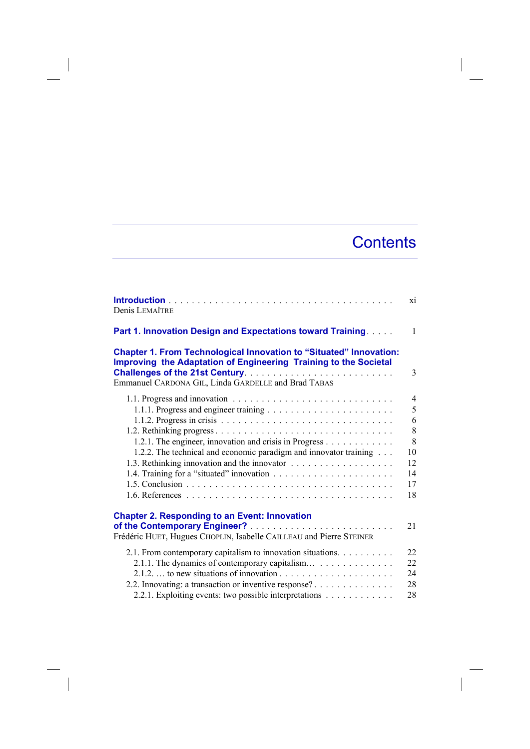# Contents

**Introduction** . . . . . . . . . . . . . . . . . . . . . . . . . . . . . . . . . . . . . . . . xi
Denis LEMAÎTRE

**Part 1. Innovation Design and Expectations toward Training** . . . . . 1

**Chapter 1. From Technological Innovation to "Situated" Innovation: Improving the Adaptation of Engineering Training to the Societal Challenges of the 21st Century** . . . . . . . . . . . . . . . . . . . . . . . . . 3
Emmanuel CARDONA GIL, Linda GARDELLE and Brad TABAS

- 1.1. Progress and innovation . . . . . . . . . . . . . . . . . . . . . . . . . . . 4
  - 1.1.1. Progress and engineer training . . . . . . . . . . . . . . . . . . . . . . 5
  - 1.1.2. Progress in crisis . . . . . . . . . . . . . . . . . . . . . . . . . . . . . 6
- 1.2. Rethinking progress . . . . . . . . . . . . . . . . . . . . . . . . . . . . . . 8
  - 1.2.1. The engineer, innovation and crisis in Progress . . . . . . . . . . . . 8
  - 1.2.2. The technical and economic paradigm and innovator training . . . 10
- 1.3. Rethinking innovation and the innovator . . . . . . . . . . . . . . . . . . 12
- 1.4. Training for a "situated" innovation . . . . . . . . . . . . . . . . . . . . . 14
- 1.5. Conclusion . . . . . . . . . . . . . . . . . . . . . . . . . . . . . . . . . . . 17
- 1.6. References . . . . . . . . . . . . . . . . . . . . . . . . . . . . . . . . . . . 18

**Chapter 2. Responding to an Event: Innovation of the Contemporary Engineer?** . . . . . . . . . . . . . . . . . . . . . . . . . 21
Frédéric HUET, Hugues CHOPLIN, Isabelle CAILLEAU and Pierre STEINER

- 2.1. From contemporary capitalism to innovation situations. . . . . . . . . . 22
  - 2.1.1. The dynamics of contemporary capitalism… . . . . . . . . . . . . . 22
  - 2.1.2. … to new situations of innovation . . . . . . . . . . . . . . . . . . . . 24
- 2.2. Innovating: a transaction or inventive response? . . . . . . . . . . . . . . 28
  - 2.2.1. Exploiting events: two possible interpretations . . . . . . . . . . . . 28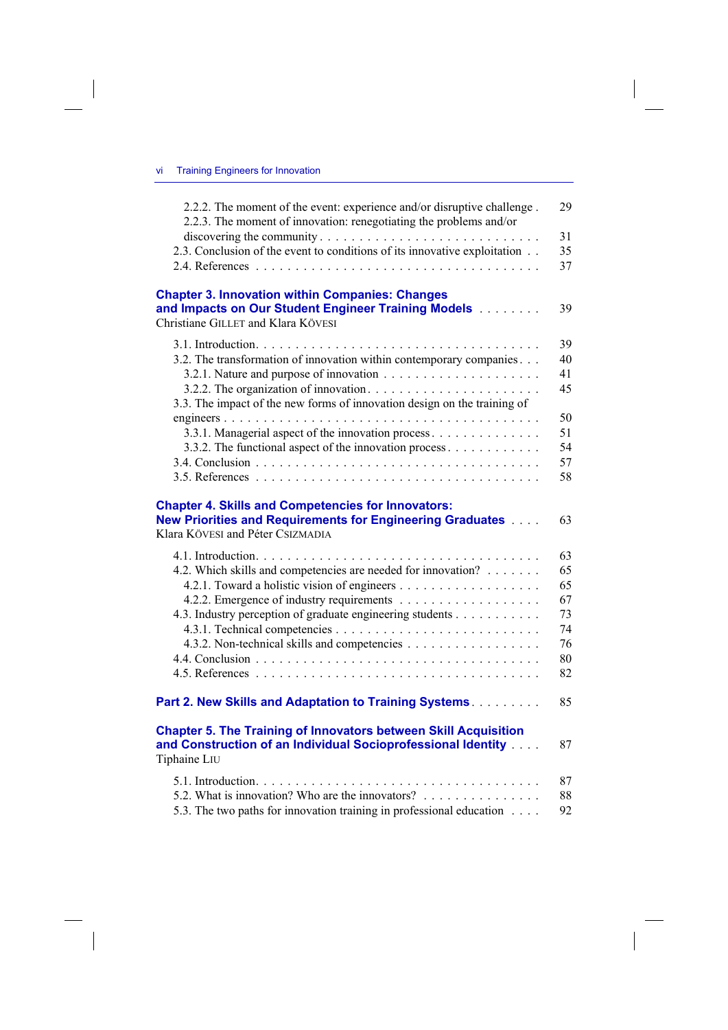2.2.2. The moment of the event: experience and/or disruptive challenge . 29
2.2.3. The moment of innovation: renegotiating the problems and/or discovering the community . . . . . . . . . . . . . . . . . . . . . . . . . . . 31
2.3. Conclusion of the event to conditions of its innovative exploitation . . 35
2.4. References . . . . . . . . . . . . . . . . . . . . . . . . . . . . . . . . . . 37

**Chapter 3. Innovation within Companies: Changes and Impacts on Our Student Engineer Training Models** . . . . . . . . 39
Christiane GILLET and Klara KÖVESI

3.1. Introduction. . . . . . . . . . . . . . . . . . . . . . . . . . . . . . . . . . 39
3.2. The transformation of innovation within contemporary companies . . . 40
3.2.1. Nature and purpose of innovation . . . . . . . . . . . . . . . . . . . 41
3.2.2. The organization of innovation . . . . . . . . . . . . . . . . . . . . . 45
3.3. The impact of the new forms of innovation design on the training of engineers . . . . . . . . . . . . . . . . . . . . . . . . . . . . . . . . . . . . 50
3.3.1. Managerial aspect of the innovation process . . . . . . . . . . . . . 51
3.3.2. The functional aspect of the innovation process . . . . . . . . . . . 54
3.4. Conclusion . . . . . . . . . . . . . . . . . . . . . . . . . . . . . . . . . . 57
3.5. References . . . . . . . . . . . . . . . . . . . . . . . . . . . . . . . . . . 58

**Chapter 4. Skills and Competencies for Innovators: New Priorities and Requirements for Engineering Graduates** . . . . 63
Klara KÖVESI and Péter CSIZMADIA

4.1. Introduction. . . . . . . . . . . . . . . . . . . . . . . . . . . . . . . . . . 63
4.2. Which skills and competencies are needed for innovation? . . . . . . . 65
4.2.1. Toward a holistic vision of engineers . . . . . . . . . . . . . . . . . 65
4.2.2. Emergence of industry requirements . . . . . . . . . . . . . . . . . 67
4.3. Industry perception of graduate engineering students . . . . . . . . . . 73
4.3.1. Technical competencies . . . . . . . . . . . . . . . . . . . . . . . . . 74
4.3.2. Non-technical skills and competencies . . . . . . . . . . . . . . . . 76
4.4. Conclusion . . . . . . . . . . . . . . . . . . . . . . . . . . . . . . . . . . 80
4.5. References . . . . . . . . . . . . . . . . . . . . . . . . . . . . . . . . . . 82

**Part 2. New Skills and Adaptation to Training Systems** . . . . . . . . . 85

**Chapter 5. The Training of Innovators between Skill Acquisition and Construction of an Individual Socioprofessional Identity** . . . . 87
Tiphaine LIU

5.1. Introduction. . . . . . . . . . . . . . . . . . . . . . . . . . . . . . . . . . 87
5.2. What is innovation? Who are the innovators? . . . . . . . . . . . . . . . 88
5.3. The two paths for innovation training in professional education . . . . 92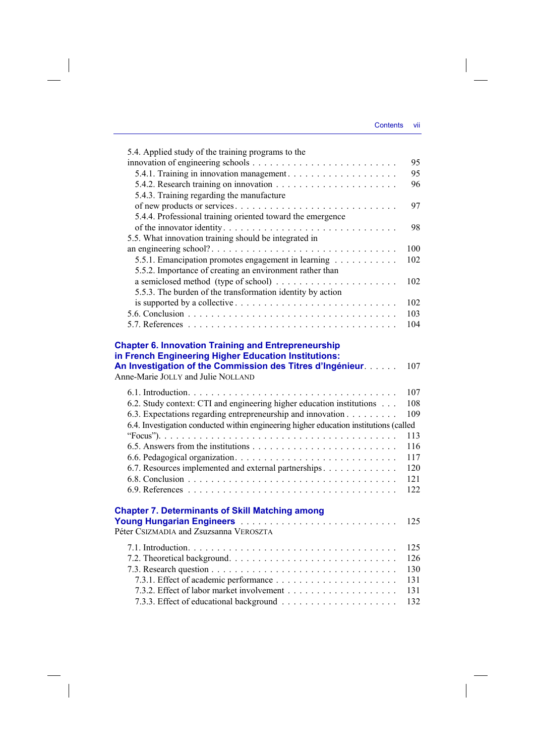5.4. Applied study of the training programs to the innovation of engineering schools . . . . . . . . . . . . . . . . . . . . . . . . . 95
  5.4.1. Training in innovation management . . . . . . . . . . . . . . . . . . . 95
  5.4.2. Research training on innovation . . . . . . . . . . . . . . . . . . . . . 96
  5.4.3. Training regarding the manufacture of new products or services . . . . . . . . . . . . . . . . . . . . . . . . . . 97
  5.4.4. Professional training oriented toward the emergence of the innovator identity . . . . . . . . . . . . . . . . . . . . . . . . . . . . 98
5.5. What innovation training should be integrated in an engineering school? . . . . . . . . . . . . . . . . . . . . . . . . . . . . . . 100
  5.5.1. Emancipation promotes engagement in learning . . . . . . . . . . . 102
  5.5.2. Importance of creating an environment rather than a semiclosed method (type of school) . . . . . . . . . . . . . . . . . . . . . 102
  5.5.3. The burden of the transformation identity by action is supported by a collective . . . . . . . . . . . . . . . . . . . . . . . . . . 102
5.6. Conclusion . . . . . . . . . . . . . . . . . . . . . . . . . . . . . . . . . . . 103
5.7. References . . . . . . . . . . . . . . . . . . . . . . . . . . . . . . . . . . . 104

**Chapter 6. Innovation Training and Entrepreneurship in French Engineering Higher Education Institutions: An Investigation of the Commission des Titres d'Ingénieur** . . . . . . 107
Anne-Marie JOLLY and Julie NOLLAND

6.1. Introduction . . . . . . . . . . . . . . . . . . . . . . . . . . . . . . . . . . 107
6.2. Study context: CTI and engineering higher education institutions . . . 108
6.3. Expectations regarding entrepreneurship and innovation . . . . . . . . . 109
6.4. Investigation conducted within engineering higher education institutions (called "Focus") . . . . . . . . . . . . . . . . . . . . . . . . . . . . . . . . . . . . . 113
6.5. Answers from the institutions . . . . . . . . . . . . . . . . . . . . . . . . 116
6.6. Pedagogical organization . . . . . . . . . . . . . . . . . . . . . . . . . . . 117
6.7. Resources implemented and external partnerships . . . . . . . . . . . . 120
6.8. Conclusion . . . . . . . . . . . . . . . . . . . . . . . . . . . . . . . . . . . 121
6.9. References . . . . . . . . . . . . . . . . . . . . . . . . . . . . . . . . . . . 122

**Chapter 7. Determinants of Skill Matching among Young Hungarian Engineers** . . . . . . . . . . . . . . . . . . . . . . . . . . . 125
Péter CSIZMADIA and Zsuzsanna VEROSZTA

7.1. Introduction . . . . . . . . . . . . . . . . . . . . . . . . . . . . . . . . . . 125
7.2. Theoretical background . . . . . . . . . . . . . . . . . . . . . . . . . . . . 126
7.3. Research question . . . . . . . . . . . . . . . . . . . . . . . . . . . . . . . 130
  7.3.1. Effect of academic performance . . . . . . . . . . . . . . . . . . . . 131
  7.3.2. Effect of labor market involvement . . . . . . . . . . . . . . . . . . 131
  7.3.3. Effect of educational background . . . . . . . . . . . . . . . . . . . 132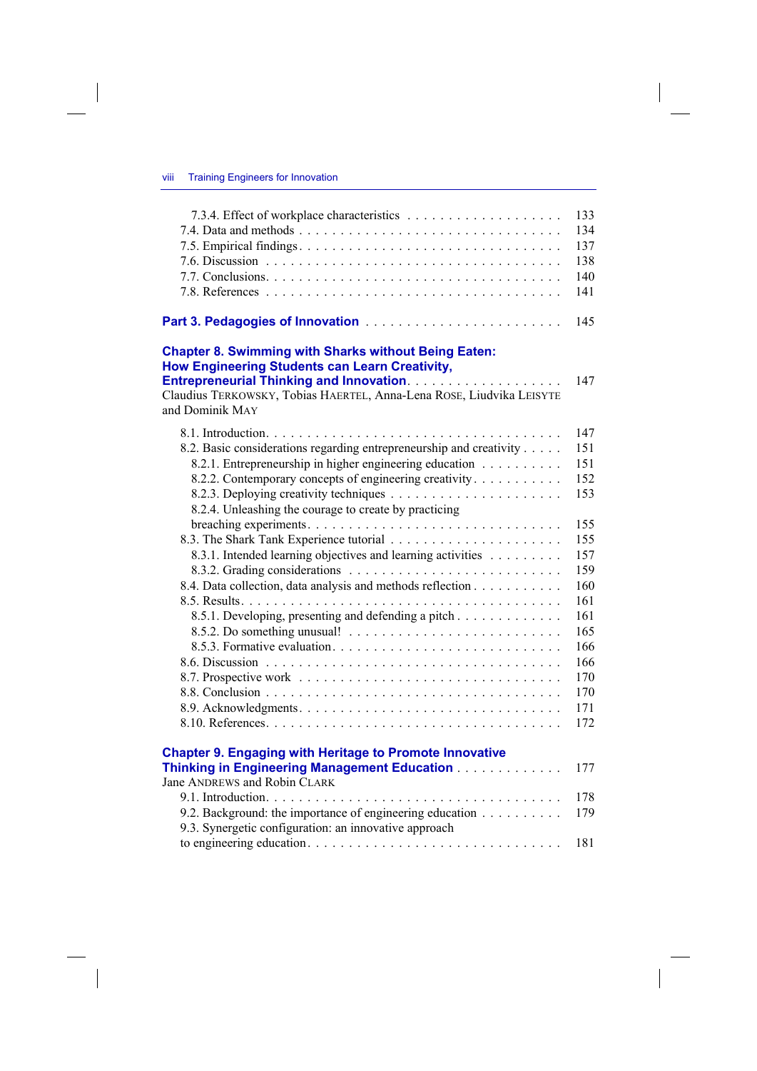7.3.4. Effect of workplace characteristics . . . . . . . . . . . . . . . . . . . 133
7.4. Data and methods . . . . . . . . . . . . . . . . . . . . . . . . . . . . . . . 134
7.5. Empirical findings . . . . . . . . . . . . . . . . . . . . . . . . . . . . . . 137
7.6. Discussion . . . . . . . . . . . . . . . . . . . . . . . . . . . . . . . . . . 138
7.7. Conclusions . . . . . . . . . . . . . . . . . . . . . . . . . . . . . . . . . 140
7.8. References . . . . . . . . . . . . . . . . . . . . . . . . . . . . . . . . . . 141

**Part 3. Pedagogies of Innovation** . . . . . . . . . . . . . . . . . . . . . . . 145

**Chapter 8. Swimming with Sharks without Being Eaten: How Engineering Students can Learn Creativity, Entrepreneurial Thinking and Innovation** . . . . . . . . . . . . . . . . . . . 147
Claudius TERKOWSKY, Tobias HAERTEL, Anna-Lena ROSE, Liudvika LEISYTE and Dominik MAY

8.1. Introduction . . . . . . . . . . . . . . . . . . . . . . . . . . . . . . . . . 147
8.2. Basic considerations regarding entrepreneurship and creativity . . . . . 151
8.2.1. Entrepreneurship in higher engineering education . . . . . . . . . . 151
8.2.2. Contemporary concepts of engineering creativity . . . . . . . . . . . 152
8.2.3. Deploying creativity techniques . . . . . . . . . . . . . . . . . . . . . 153
8.2.4. Unleashing the courage to create by practicing breaching experiments . . . . . . . . . . . . . . . . . . . . . . . . . . . . . . 155
8.3. The Shark Tank Experience tutorial . . . . . . . . . . . . . . . . . . . . 155
8.3.1. Intended learning objectives and learning activities . . . . . . . . . 157
8.3.2. Grading considerations . . . . . . . . . . . . . . . . . . . . . . . . . . 159
8.4. Data collection, data analysis and methods reflection . . . . . . . . . . . 160
8.5. Results . . . . . . . . . . . . . . . . . . . . . . . . . . . . . . . . . . . . 161
8.5.1. Developing, presenting and defending a pitch . . . . . . . . . . . . . 161
8.5.2. Do something unusual! . . . . . . . . . . . . . . . . . . . . . . . . . . 165
8.5.3. Formative evaluation . . . . . . . . . . . . . . . . . . . . . . . . . . . 166
8.6. Discussion . . . . . . . . . . . . . . . . . . . . . . . . . . . . . . . . . . 166
8.7. Prospective work . . . . . . . . . . . . . . . . . . . . . . . . . . . . . . . 170
8.8. Conclusion . . . . . . . . . . . . . . . . . . . . . . . . . . . . . . . . . . 170
8.9. Acknowledgments . . . . . . . . . . . . . . . . . . . . . . . . . . . . . . 171
8.10. References . . . . . . . . . . . . . . . . . . . . . . . . . . . . . . . . . 172

**Chapter 9. Engaging with Heritage to Promote Innovative Thinking in Engineering Management Education** . . . . . . . . . . . . . 177
Jane ANDREWS and Robin CLARK

9.1. Introduction . . . . . . . . . . . . . . . . . . . . . . . . . . . . . . . . . 178
9.2. Background: the importance of engineering education . . . . . . . . . . 179
9.3. Synergetic configuration: an innovative approach to engineering education . . . . . . . . . . . . . . . . . . . . . . . . . . . . 181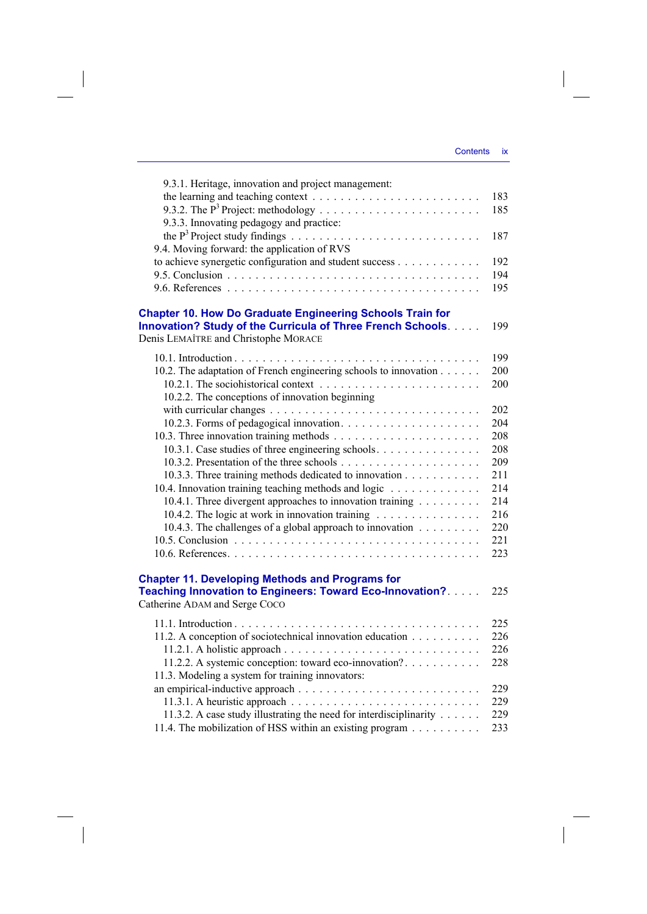9.3.1. Heritage, innovation and project management: the learning and teaching context . . . . . 183

9.3.2. The $P^3$ Project: methodology . . . . . 185

9.3.3. Innovating pedagogy and practice: the $P^3$ Project study findings . . . . . 187

9.4. Moving forward: the application of RVS to achieve synergetic configuration and student success . . . . . 192

9.5. Conclusion . . . . . 194

9.6. References . . . . . 195

## Chapter 10. How Do Graduate Engineering Schools Train for Innovation? Study of the Curricula of Three French Schools . . . . . 199

Denis LEMAÎTRE and Christophe MORACE

10.1. Introduction . . . . . 199

10.2. The adaptation of French engineering schools to innovation . . . . . 200

10.2.1. The sociohistorical context . . . . . 200

10.2.2. The conceptions of innovation beginning with curricular changes . . . . . 202

10.2.3. Forms of pedagogical innovation . . . . . 204

10.3. Three innovation training methods . . . . . 208

10.3.1. Case studies of three engineering schools . . . . . 208

10.3.2. Presentation of the three schools . . . . . 209

10.3.3. Three training methods dedicated to innovation . . . . . 211

10.4. Innovation training teaching methods and logic . . . . . 214

10.4.1. Three divergent approaches to innovation training . . . . . 214

10.4.2. The logic at work in innovation training . . . . . 216

10.4.3. The challenges of a global approach to innovation . . . . . 220

10.5. Conclusion . . . . . 221

10.6. References . . . . . 223

## Chapter 11. Developing Methods and Programs for Teaching Innovation to Engineers: Toward Eco-Innovation? . . . . . 225

Catherine ADAM and Serge COCO

11.1. Introduction . . . . . 225

11.2. A conception of sociotechnical innovation education . . . . . 226

11.2.1. A holistic approach . . . . . 226

11.2.2. A systemic conception: toward eco-innovation? . . . . . 228

11.3. Modeling a system for training innovators: an empirical-inductive approach . . . . . 229

11.3.1. A heuristic approach . . . . . 229

11.3.2. A case study illustrating the need for interdisciplinarity . . . . . 229

11.4. The mobilization of HSS within an existing program . . . . . 233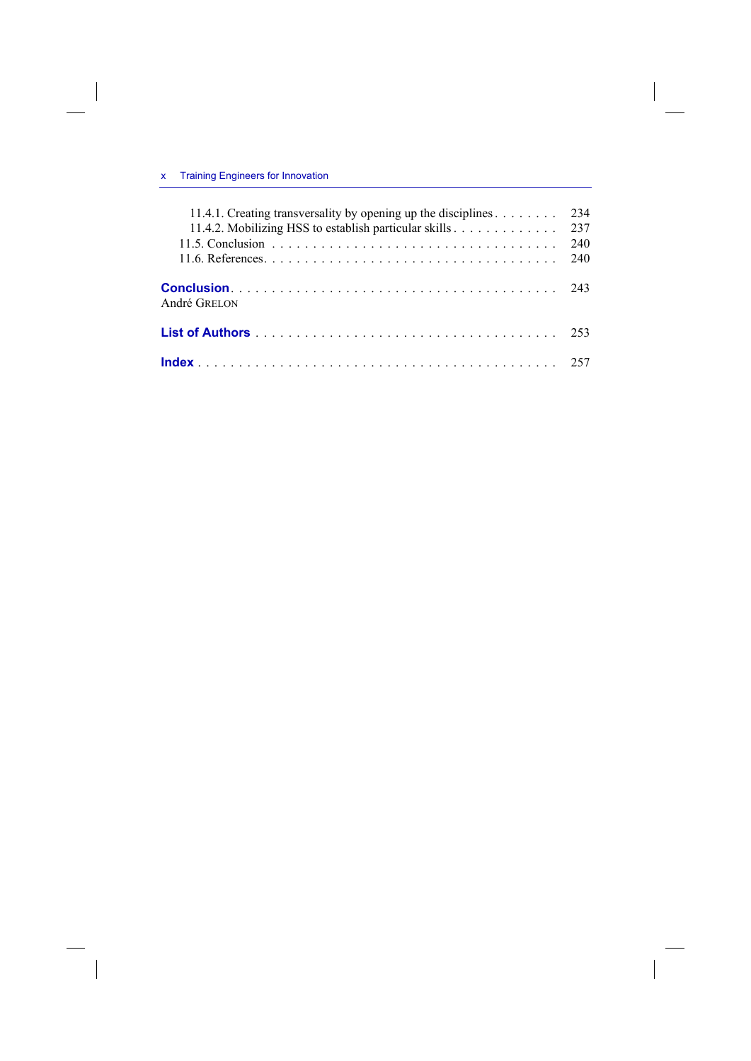11.4.1. Creating transversality by opening up the disciplines . . . . . . . . 234
11.4.2. Mobilizing HSS to establish particular skills . . . . . . . . . . . . . 237
11.5. Conclusion . . . . . . . . . . . . . . . . . . . . . . . . . . . . . . . . . . . 240
11.6. References . . . . . . . . . . . . . . . . . . . . . . . . . . . . . . . . . . . 240

**Conclusion** . . . . . . . . . . . . . . . . . . . . . . . . . . . . . . . . . . . . . . 243
André GRELON

**List of Authors** . . . . . . . . . . . . . . . . . . . . . . . . . . . . . . . . . . . 253

**Index** . . . . . . . . . . . . . . . . . . . . . . . . . . . . . . . . . . . . . . . . . 257